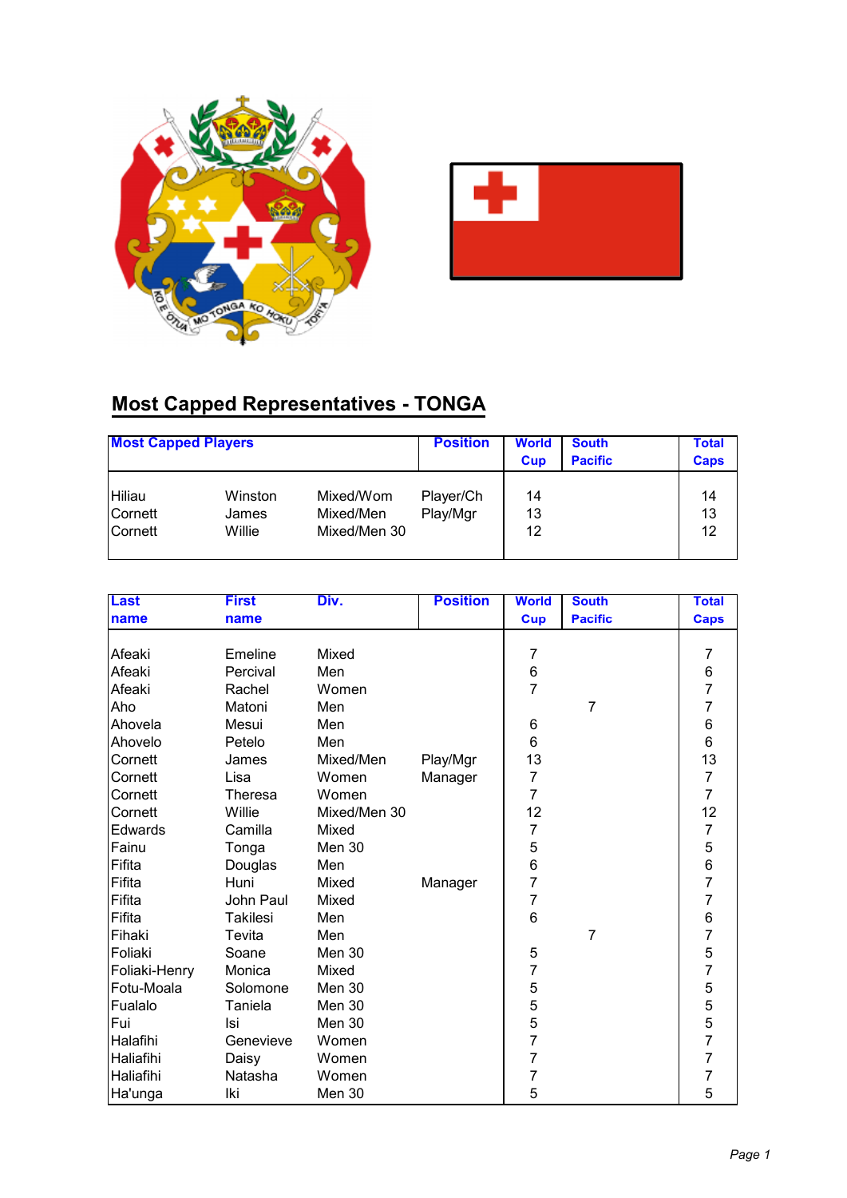# Most Capped Representatives - TONGA

| Most Capped Players | | | Position | World Cup | South Pacific | Total Caps |
|---|---|---|---|---|---|---|
| Hiliau | Winston | Mixed/Wom | Player/Ch | 14 | | 14 |
| Cornett | James | Mixed/Men | Play/Mgr | 13 | | 13 |
| Cornett | Willie | Mixed/Men 30 | | 12 | | 12 |

| Last name | First name | Div. | Position | World Cup | South Pacific | Total Caps |
|---|---|---|---|---|---|---|
| Afeaki | Emeline | Mixed | | 7 | | 7 |
| Afeaki | Percival | Men | | 6 | | 6 |
| Afeaki | Rachel | Women | | 7 | | 7 |
| Aho | Matoni | Men | | | 7 | 7 |
| Ahovela | Mesui | Men | | 6 | | 6 |
| Ahovelo | Petelo | Men | | 6 | | 6 |
| Cornett | James | Mixed/Men | Play/Mgr | 13 | | 13 |
| Cornett | Lisa | Women | Manager | 7 | | 7 |
| Cornett | Theresa | Women | | 7 | | 7 |
| Cornett | Willie | Mixed/Men 30 | | 12 | | 12 |
| Edwards | Camilla | Mixed | | 7 | | 7 |
| Fainu | Tonga | Men 30 | | 5 | | 5 |
| Fifita | Douglas | Men | | 6 | | 6 |
| Fifita | Huni | Mixed | Manager | 7 | | 7 |
| Fifita | John Paul | Mixed | | 7 | | 7 |
| Fifita | Takilesi | Men | | 6 | | 6 |
| Fihaki | Tevita | Men | | | 7 | 7 |
| Foliaki | Soane | Men 30 | | 5 | | 5 |
| Foliaki-Henry | Monica | Mixed | | 7 | | 7 |
| Fotu-Moala | Solomone | Men 30 | | 5 | | 5 |
| Fualalo | Taniela | Men 30 | | 5 | | 5 |
| Fui | Isi | Men 30 | | 5 | | 5 |
| Halafihi | Genevieve | Women | | 7 | | 7 |
| Haliafihi | Daisy | Women | | 7 | | 7 |
| Haliafihi | Natasha | Women | | 7 | | 7 |
| Ha'unga | Iki | Men 30 | | 5 | | 5 |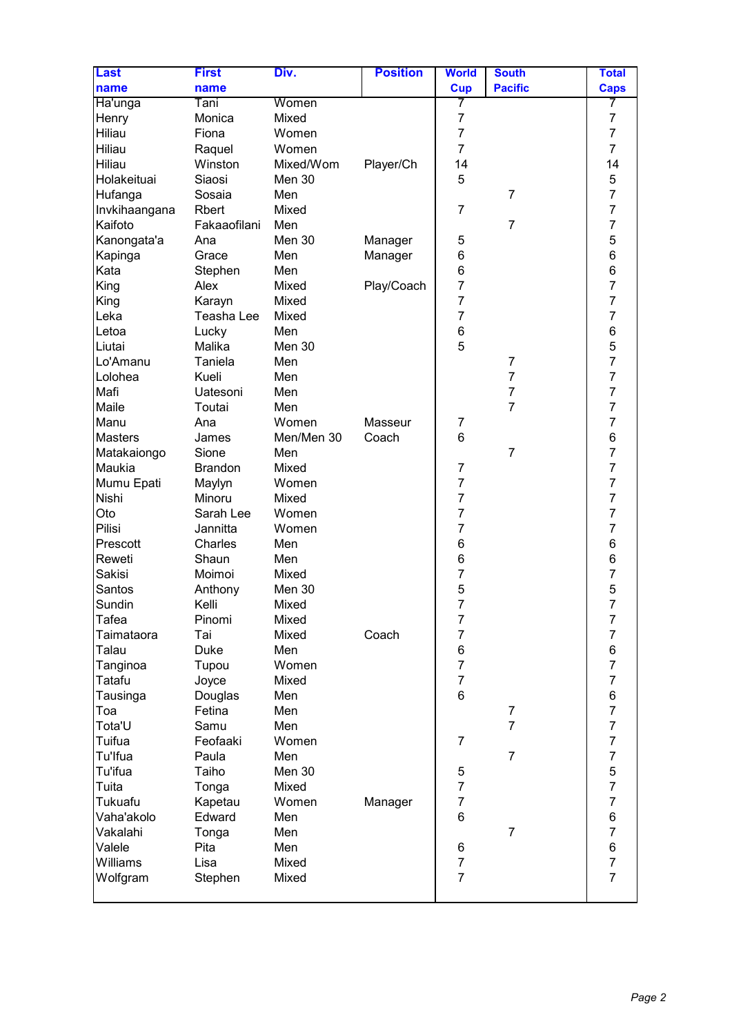| Last name | First name | Div. | Position | World Cup | South Pacific | Total Caps |
|---|---|---|---|---|---|---|
| Ha'unga | Tani | Women | | 7 | | 7 |
| Henry | Monica | Mixed | | 7 | | 7 |
| Hiliau | Fiona | Women | | 7 | | 7 |
| Hiliau | Raquel | Women | | 7 | | 7 |
| Hiliau | Winston | Mixed/Wom | Player/Ch | 14 | | 14 |
| Holakeituai | Siaosi | Men 30 | | 5 | | 5 |
| Hufanga | Sosaia | Men | | | 7 | 7 |
| Invkihaangana | Rbert | Mixed | | 7 | | 7 |
| Kaifoto | Fakaaofilani | Men | | | 7 | 7 |
| Kanongata'a | Ana | Men 30 | Manager | 5 | | 5 |
| Kapinga | Grace | Men | Manager | 6 | | 6 |
| Kata | Stephen | Men | | 6 | | 6 |
| King | Alex | Mixed | Play/Coach | 7 | | 7 |
| King | Karayn | Mixed | | 7 | | 7 |
| Leka | Teasha Lee | Mixed | | 7 | | 7 |
| Letoa | Lucky | Men | | 6 | | 6 |
| Liutai | Malika | Men 30 | | 5 | | 5 |
| Lo'Amanu | Taniela | Men | | | 7 | 7 |
| Lolohea | Kueli | Men | | | 7 | 7 |
| Mafi | Uatesoni | Men | | | 7 | 7 |
| Maile | Toutai | Men | | | 7 | 7 |
| Manu | Ana | Women | Masseur | 7 | | 7 |
| Masters | James | Men/Men 30 | Coach | 6 | | 6 |
| Matakaiongo | Sione | Men | | | 7 | 7 |
| Maukia | Brandon | Mixed | | 7 | | 7 |
| Mumu Epati | Maylyn | Women | | 7 | | 7 |
| Nishi | Minoru | Mixed | | 7 | | 7 |
| Oto | Sarah Lee | Women | | 7 | | 7 |
| Pilisi | Jannitta | Women | | 7 | | 7 |
| Prescott | Charles | Men | | 6 | | 6 |
| Reweti | Shaun | Men | | 6 | | 6 |
| Sakisi | Moimoi | Mixed | | 7 | | 7 |
| Santos | Anthony | Men 30 | | 5 | | 5 |
| Sundin | Kelli | Mixed | | 7 | | 7 |
| Tafea | Pinomi | Mixed | | 7 | | 7 |
| Taimataora | Tai | Mixed | Coach | 7 | | 7 |
| Talau | Duke | Men | | 6 | | 6 |
| Tanginoa | Tupou | Women | | 7 | | 7 |
| Tatafu | Joyce | Mixed | | 7 | | 7 |
| Tausinga | Douglas | Men | | 6 | | 6 |
| Toa | Fetina | Men | | | 7 | 7 |
| Tota'U | Samu | Men | | | 7 | 7 |
| Tuifua | Feofaaki | Women | | 7 | | 7 |
| Tu'Ifua | Paula | Men | | | 7 | 7 |
| Tu'ifua | Taiho | Men 30 | | 5 | | 5 |
| Tuita | Tonga | Mixed | | 7 | | 7 |
| Tukuafu | Kapetau | Women | Manager | 7 | | 7 |
| Vaha'akolo | Edward | Men | | 6 | | 6 |
| Vakalahi | Tonga | Men | | | 7 | 7 |
| Valele | Pita | Men | | 6 | | 6 |
| Williams | Lisa | Mixed | | 7 | | 7 |
| Wolfgram | Stephen | Mixed | | 7 | | 7 |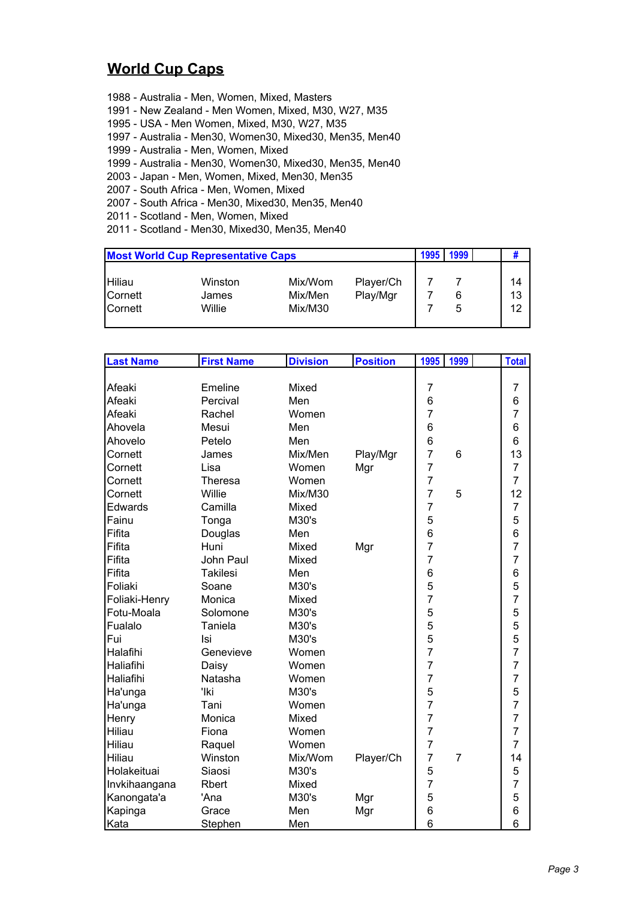# World Cup Caps

1988 - Australia - Men, Women, Mixed, Masters
1991 - New Zealand - Men Women, Mixed, M30, W27, M35
1995 - USA - Men Women, Mixed, M30, W27, M35
1997 - Australia - Men30, Women30, Mixed30, Men35, Men40
1999 - Australia - Men, Women, Mixed
1999 - Australia - Men30, Women30, Mixed30, Men35, Men40
2003 - Japan - Men, Women, Mixed, Men30, Men35
2007 - South Africa - Men, Women, Mixed
2007 - South Africa - Men30, Mixed30, Men35, Men40
2011 - Scotland - Men, Women, Mixed
2011 - Scotland - Men30, Mixed30, Men35, Men40

| Most World Cup Representative Caps | | | | 1995 | 1999 | | # |
|---|---|---|---|---|---|---|---|
| Hiliau | Winston | Mix/Wom | Player/Ch | 7 | 7 | | 14 |
| Cornett | James | Mix/Men | Play/Mgr | 7 | 6 | | 13 |
| Cornett | Willie | Mix/M30 | | 7 | 5 | | 12 |

| Last Name | First Name | Division | Position | 1995 | 1999 | | Total |
|---|---|---|---|---|---|---|---|
| Afeaki | Emeline | Mixed | | 7 | | | 7 |
| Afeaki | Percival | Men | | 6 | | | 6 |
| Afeaki | Rachel | Women | | 7 | | | 7 |
| Ahovela | Mesui | Men | | 6 | | | 6 |
| Ahovelo | Petelo | Men | | 6 | | | 6 |
| Cornett | James | Mix/Men | Play/Mgr | 7 | 6 | | 13 |
| Cornett | Lisa | Women | Mgr | 7 | | | 7 |
| Cornett | Theresa | Women | | 7 | | | 7 |
| Cornett | Willie | Mix/M30 | | 7 | 5 | | 12 |
| Edwards | Camilla | Mixed | | 7 | | | 7 |
| Fainu | Tonga | M30's | | 5 | | | 5 |
| Fifita | Douglas | Men | | 6 | | | 6 |
| Fifita | Huni | Mixed | Mgr | 7 | | | 7 |
| Fifita | John Paul | Mixed | | 7 | | | 7 |
| Fifita | Takilesi | Men | | 6 | | | 6 |
| Foliaki | Soane | M30's | | 5 | | | 5 |
| Foliaki-Henry | Monica | Mixed | | 7 | | | 7 |
| Fotu-Moala | Solomone | M30's | | 5 | | | 5 |
| Fualalo | Taniela | M30's | | 5 | | | 5 |
| Fui | Isi | M30's | | 5 | | | 5 |
| Halafihi | Genevieve | Women | | 7 | | | 7 |
| Haliafihi | Daisy | Women | | 7 | | | 7 |
| Haliafihi | Natasha | Women | | 7 | | | 7 |
| Ha'unga | 'Iki | M30's | | 5 | | | 5 |
| Ha'unga | Tani | Women | | 7 | | | 7 |
| Henry | Monica | Mixed | | 7 | | | 7 |
| Hiliau | Fiona | Women | | 7 | | | 7 |
| Hiliau | Raquel | Women | | 7 | | | 7 |
| Hiliau | Winston | Mix/Wom | Player/Ch | 7 | 7 | | 14 |
| Holakeituai | Siaosi | M30's | | 5 | | | 5 |
| Invkihaangana | Rbert | Mixed | | 7 | | | 7 |
| Kanongata'a | 'Ana | M30's | Mgr | 5 | | | 5 |
| Kapinga | Grace | Men | Mgr | 6 | | | 6 |
| Kata | Stephen | Men | | 6 | | | 6 |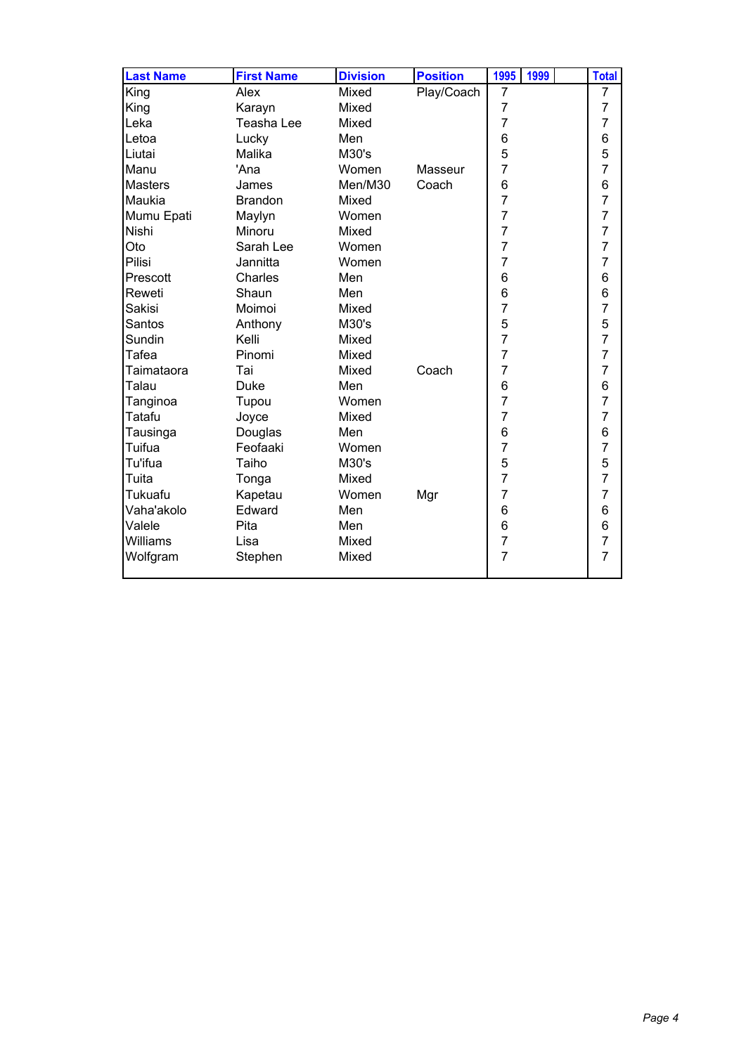| Last Name | First Name | Division | Position | 1995 | 1999 | | Total |
|---|---|---|---|---|---|---|---|
| King | Alex | Mixed | Play/Coach | 7 | | | 7 |
| King | Karayn | Mixed | | 7 | | | 7 |
| Leka | Teasha Lee | Mixed | | 7 | | | 7 |
| Letoa | Lucky | Men | | 6 | | | 6 |
| Liutai | Malika | M30's | | 5 | | | 5 |
| Manu | 'Ana | Women | Masseur | 7 | | | 7 |
| Masters | James | Men/M30 | Coach | 6 | | | 6 |
| Maukia | Brandon | Mixed | | 7 | | | 7 |
| Mumu Epati | Maylyn | Women | | 7 | | | 7 |
| Nishi | Minoru | Mixed | | 7 | | | 7 |
| Oto | Sarah Lee | Women | | 7 | | | 7 |
| Pilisi | Jannitta | Women | | 7 | | | 7 |
| Prescott | Charles | Men | | 6 | | | 6 |
| Reweti | Shaun | Men | | 6 | | | 6 |
| Sakisi | Moimoi | Mixed | | 7 | | | 7 |
| Santos | Anthony | M30's | | 5 | | | 5 |
| Sundin | Kelli | Mixed | | 7 | | | 7 |
| Tafea | Pinomi | Mixed | | 7 | | | 7 |
| Taimataora | Tai | Mixed | Coach | 7 | | | 7 |
| Talau | Duke | Men | | 6 | | | 6 |
| Tanginoa | Tupou | Women | | 7 | | | 7 |
| Tatafu | Joyce | Mixed | | 7 | | | 7 |
| Tausinga | Douglas | Men | | 6 | | | 6 |
| Tuifua | Feofaaki | Women | | 7 | | | 7 |
| Tu'ifua | Taiho | M30's | | 5 | | | 5 |
| Tuita | Tonga | Mixed | | 7 | | | 7 |
| Tukuafu | Kapetau | Women | Mgr | 7 | | | 7 |
| Vaha'akolo | Edward | Men | | 6 | | | 6 |
| Valele | Pita | Men | | 6 | | | 6 |
| Williams | Lisa | Mixed | | 7 | | | 7 |
| Wolfgram | Stephen | Mixed | | 7 | | | 7 |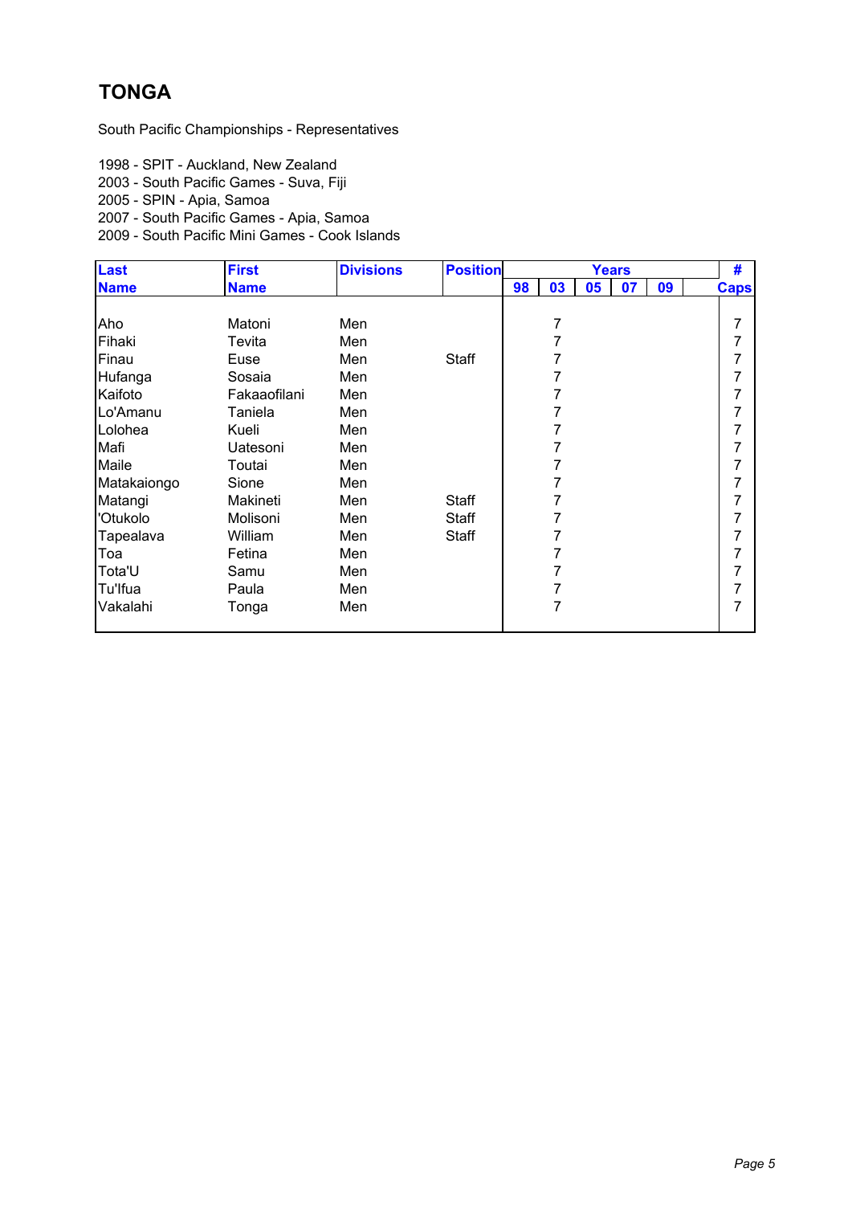# TONGA

South Pacific Championships - Representatives

1998 - SPIT - Auckland, New Zealand
2003 - South Pacific Games - Suva, Fiji
2005 - SPIN - Apia, Samoa
2007 - South Pacific Games - Apia, Samoa
2009 - South Pacific Mini Games - Cook Islands

| Last Name | First Name | Divisions | Position | Years | | | | | # |
|---|---|---|---|---|---|---|---|---|---|
| | | | | 98 | 03 | 05 | 07 | 09 | Caps |
| Aho | Matoni | Men | | | 7 | | | | 7 |
| Fihaki | Tevita | Men | | | 7 | | | | 7 |
| Finau | Euse | Men | Staff | | 7 | | | | 7 |
| Hufanga | Sosaia | Men | | | 7 | | | | 7 |
| Kaifoto | Fakaaofilani | Men | | | 7 | | | | 7 |
| Lo'Amanu | Taniela | Men | | | 7 | | | | 7 |
| Lolohea | Kueli | Men | | | 7 | | | | 7 |
| Mafi | Uatesoni | Men | | | 7 | | | | 7 |
| Maile | Toutai | Men | | | 7 | | | | 7 |
| Matakaiongo | Sione | Men | | | 7 | | | | 7 |
| Matangi | Makineti | Men | Staff | | 7 | | | | 7 |
| 'Otukolo | Molisoni | Men | Staff | | 7 | | | | 7 |
| Tapealava | William | Men | Staff | | 7 | | | | 7 |
| Toa | Fetina | Men | | | 7 | | | | 7 |
| Tota'U | Samu | Men | | | 7 | | | | 7 |
| Tu'Ifua | Paula | Men | | | 7 | | | | 7 |
| Vakalahi | Tonga | Men | | | 7 | | | | 7 |